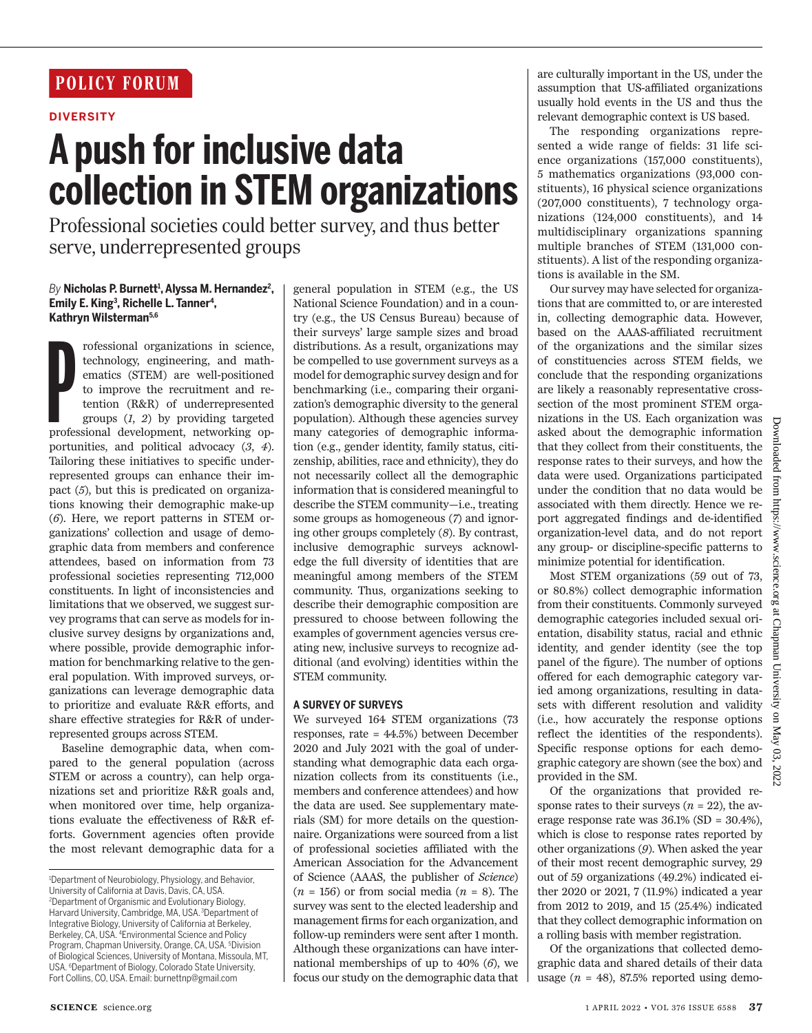POLICY FORUM

DIVERSITY

# A push for inclusive data collection in STEM organizations

Professional societies could better survey, and thus better serve, underrepresented groups

*By* **Nicholas P. Burnett[1], Alyssa M. Hernandez[2], Emily E. King[3], Richelle L. Tanner[4], Kathryn Wilsterman[5,6]**

Professional organizations in science, technology, engineering, and mathematics (STEM) are well-positioned to improve the recruitment and retention (R&R) of underrepresented groups (*1*, *2*) by providing targeted professional development, networking opportunities, and political advocacy (*3*, *4*). Tailoring these initiatives to specific underrepresented groups can enhance their impact (*5*), but this is predicated on organizations knowing their demographic make-up (*6*). Here, we report patterns in STEM organizations' collection and usage of demographic data from members and conference attendees, based on information from 73 professional societies representing 712,000 constituents. In light of inconsistencies and limitations that we observed, we suggest survey programs that can serve as models for inclusive survey designs by organizations and, where possible, provide demographic information for benchmarking relative to the general population. With improved surveys, organizations can leverage demographic data to prioritize and evaluate R&R efforts, and share effective strategies for R&R of underrepresented groups across STEM.

Baseline demographic data, when compared to the general population (across STEM or across a country), can help organizations set and prioritize R&R goals and, when monitored over time, help organizations evaluate the effectiveness of R&R efforts. Government agencies often provide the most relevant demographic data for a general population in STEM (e.g., the US National Science Foundation) and in a country (e.g., the US Census Bureau) because of their surveys' large sample sizes and broad distributions. As a result, organizations may be compelled to use government surveys as a model for demographic survey design and for benchmarking (i.e., comparing their organization's demographic diversity to the general population). Although these agencies survey many categories of demographic information (e.g., gender identity, family status, citizenship, abilities, race and ethnicity), they do not necessarily collect all the demographic information that is considered meaningful to describe the STEM community—i.e., treating some groups as homogeneous (*7*) and ignoring other groups completely (*8*). By contrast, inclusive demographic surveys acknowledge the full diversity of identities that are meaningful among members of the STEM community. Thus, organizations seeking to describe their demographic composition are pressured to choose between following the examples of government agencies versus creating new, inclusive surveys to recognize additional (and evolving) identities within the STEM community.

## A SURVEY OF SURVEYS

We surveyed 164 STEM organizations (73 responses, rate = 44.5%) between December 2020 and July 2021 with the goal of understanding what demographic data each organization collects from its constituents (i.e., members and conference attendees) and how the data are used. See supplementary materials (SM) for more details on the questionnaire. Organizations were sourced from a list of professional societies affiliated with the American Association for the Advancement of Science (AAAS, the publisher of *Science*) ($n$ = 156) or from social media ($n$ = 8). The survey was sent to the elected leadership and management firms for each organization, and follow-up reminders were sent after 1 month. Although these organizations can have international memberships of up to 40% (*6*), we focus our study on the demographic data that are culturally important in the US, under the assumption that US-affiliated organizations usually hold events in the US and thus the relevant demographic context is US based.

The responding organizations represented a wide range of fields: 31 life science organizations (157,000 constituents), 5 mathematics organizations (93,000 constituents), 16 physical science organizations (207,000 constituents), 7 technology organizations (124,000 constituents), and 14 multidisciplinary organizations spanning multiple branches of STEM (131,000 constituents). A list of the responding organizations is available in the SM.

Our survey may have selected for organizations that are committed to, or are interested in, collecting demographic data. However, based on the AAAS-affiliated recruitment of the organizations and the similar sizes of constituencies across STEM fields, we conclude that the responding organizations are likely a reasonably representative cross-section of the most prominent STEM organizations in the US. Each organization was asked about the demographic information that they collect from their constituents, the response rates to their surveys, and how the data were used. Organizations participated under the condition that no data would be associated with them directly. Hence we report aggregated findings and de-identified organization-level data, and do not report any group- or discipline-specific patterns to minimize potential for identification.

Most STEM organizations (59 out of 73, or 80.8%) collect demographic information from their constituents. Commonly surveyed demographic categories included sexual orientation, disability status, racial and ethnic identity, and gender identity (see the top panel of the figure). The number of options offered for each demographic category varied among organizations, resulting in datasets with different resolution and validity (i.e., how accurately the response options reflect the identities of the respondents). Specific response options for each demographic category are shown (see the box) and provided in the SM.

Of the organizations that provided response rates to their surveys ($n$ = 22), the average response rate was 36.1% (SD = 30.4%), which is close to response rates reported by other organizations (*9*). When asked the year of their most recent demographic survey, 29 out of 59 organizations (49.2%) indicated either 2020 or 2021, 7 (11.9%) indicated a year from 2012 to 2019, and 15 (25.4%) indicated that they collect demographic information on a rolling basis with member registration.

Of the organizations that collected demographic data and shared details of their data usage ($n$ = 48), 87.5% reported using demo-

[1]Department of Neurobiology, Physiology, and Behavior, University of California at Davis, Davis, CA, USA. [2]Department of Organismic and Evolutionary Biology, Harvard University, Cambridge, MA, USA. [3]Department of Integrative Biology, University of California at Berkeley, Berkeley, CA, USA. [4]Environmental Science and Policy Program, Chapman University, Orange, CA, USA. [5]Division of Biological Sciences, University of Montana, Missoula, MT, USA. [6]Department of Biology, Colorado State University, Fort Collins, CO, USA. Email: burnettnp@gmail.com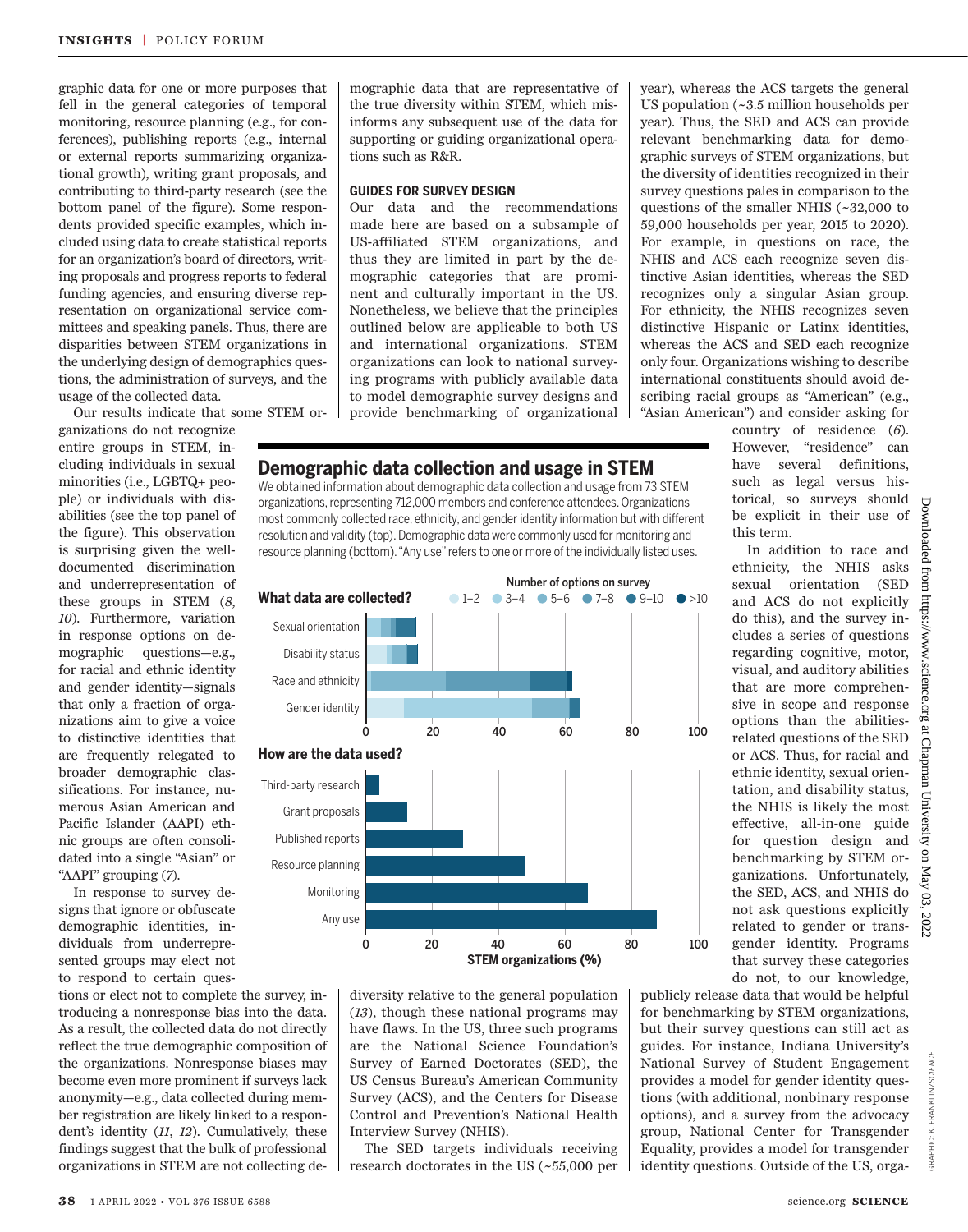graphic data for one or more purposes that fell in the general categories of temporal monitoring, resource planning (e.g., for conferences), publishing reports (e.g., internal or external reports summarizing organizational growth), writing grant proposals, and contributing to third-party research (see the bottom panel of the figure). Some respondents provided specific examples, which included using data to create statistical reports for an organization's board of directors, writing proposals and progress reports to federal funding agencies, and ensuring diverse representation on organizational service committees and speaking panels. Thus, there are disparities between STEM organizations in the underlying design of demographics questions, the administration of surveys, and the usage of the collected data.

Our results indicate that some STEM organizations do not recognize entire groups in STEM, including individuals in sexual minorities (i.e., LGBTQ+ people) or individuals with disabilities (see the top panel of the figure). This observation is surprising given the well-documented discrimination and underrepresentation of these groups in STEM (*8*, *10*). Furthermore, variation in response options on demographic questions—e.g., for racial and ethnic identity and gender identity—signals that only a fraction of organizations aim to give a voice to distinctive identities that are frequently relegated to broader demographic classifications. For instance, numerous Asian American and Pacific Islander (AAPI) ethnic groups are often consolidated into a single "Asian" or "AAPI" grouping (*7*).

In response to survey designs that ignore or obfuscate demographic identities, individuals from underrepresented groups may elect not to respond to certain questions or elect not to complete the survey, introducing a nonresponse bias into the data. As a result, the collected data do not directly reflect the true demographic composition of the organizations. Nonresponse biases may become even more prominent if surveys lack anonymity—e.g., data collected during member registration are likely linked to a respondent's identity (*11*, *12*). Cumulatively, these findings suggest that the bulk of professional organizations in STEM are not collecting demographic data that are representative of the true diversity within STEM, which misinforms any subsequent use of the data for supporting or guiding organizational operations such as R&R.

## GUIDES FOR SURVEY DESIGN

Our data and the recommendations made here are based on a subsample of US-affiliated STEM organizations, and thus they are limited in part by the demographic categories that are prominent and culturally important in the US. Nonetheless, we believe that the principles outlined below are applicable to both US and international organizations. STEM organizations can look to national surveying programs with publicly available data to model demographic survey designs and provide benchmarking of organizational diversity relative to the general population (*13*), though these national programs may have flaws. In the US, three such programs are the National Science Foundation's Survey of Earned Doctorates (SED), the US Census Bureau's American Community Survey (ACS), and the Centers for Disease Control and Prevention's National Health Interview Survey (NHIS).

The SED targets individuals receiving research doctorates in the US (~55,000 per year), whereas the ACS targets the general US population (~3.5 million households per year). Thus, the SED and ACS can provide relevant benchmarking data for demographic surveys of STEM organizations, but the diversity of identities recognized in their survey questions pales in comparison to the questions of the smaller NHIS (~32,000 to 59,000 households per year, 2015 to 2020). For example, in questions on race, the NHIS and ACS each recognize seven distinctive Asian identities, whereas the SED recognizes only a singular Asian group. For ethnicity, the NHIS recognizes seven distinctive Hispanic or Latinx identities, whereas the ACS and SED each recognize only four. Organizations wishing to describe international constituents should avoid describing racial groups as "American" (e.g., "Asian American") and consider asking for country of residence (*6*). However, "residence" can have several definitions, such as legal versus historical, so surveys should be explicit in their use of this term.

In addition to race and ethnicity, the NHIS asks sexual orientation (SED and ACS do not explicitly do this), and the survey includes a series of questions regarding cognitive, motor, visual, and auditory abilities that are more comprehensive in scope and response options than the abilities-related questions of the SED or ACS. Thus, for racial and ethnic identity, sexual orientation, and disability status, the NHIS is likely the most effective, all-in-one guide for question design and benchmarking by STEM organizations. Unfortunately, the SED, ACS, and NHIS do not ask questions explicitly related to gender or transgender identity. Programs that survey these categories do not, to our knowledge, publicly release data that would be helpful for benchmarking by STEM organizations, but their survey questions can still act as guides. For instance, Indiana University's National Survey of Student Engagement provides a model for gender identity questions (with additional, nonbinary response options), and a survey from the advocacy group, National Center for Transgender Equality, provides a model for transgender identity questions. Outside of the US, orga-

## Demographic data collection and usage in STEM

We obtained information about demographic data collection and usage from 73 STEM organizations, representing 712,000 members and conference attendees. Organizations most commonly collected race, ethnicity, and gender identity information but with different resolution and validity (top). Demographic data were commonly used for monitoring and resource planning (bottom). "Any use" refers to one or more of the individually listed uses.

**What data are collected?** (Number of options on survey: 1–2, 3–4, 5–6, 7–8, 9–10, >10)

Categories: Sexual orientation, Disability status, Race and ethnicity, Gender identity

**How are the data used?**

Categories: Third-party research, Grant proposals, Published reports, Resource planning, Monitoring, Any use

STEM organizations (%)

GRAPHIC: K. FRANKLIN/*SCIENCE*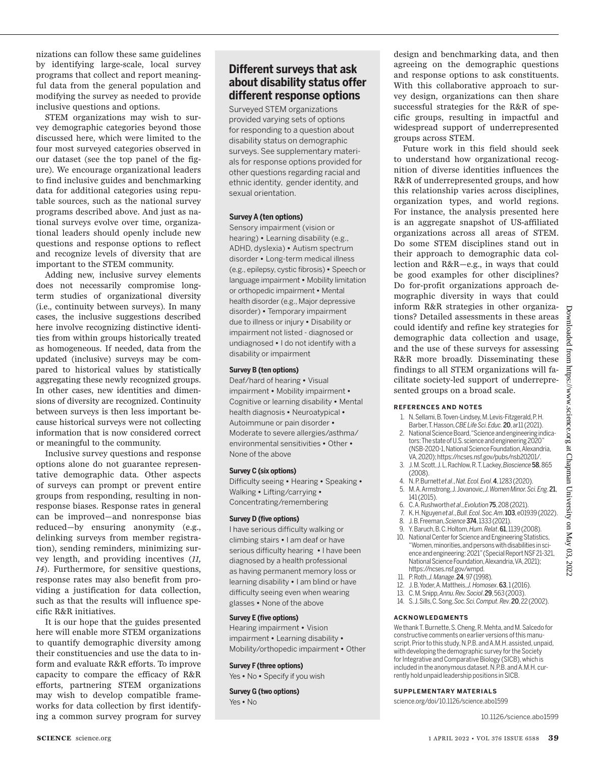nizations can follow these same guidelines by identifying large-scale, local survey programs that collect and report meaningful data from the general population and modifying the survey as needed to provide inclusive questions and options.

STEM organizations may wish to survey demographic categories beyond those discussed here, which were limited to the four most surveyed categories observed in our dataset (see the top panel of the figure). We encourage organizational leaders to find inclusive guides and benchmarking data for additional categories using reputable sources, such as the national survey programs described above. And just as national surveys evolve over time, organizational leaders should openly include new questions and response options to reflect and recognize levels of diversity that are important to the STEM community.

Adding new, inclusive survey elements does not necessarily compromise long-term studies of organizational diversity (i.e., continuity between surveys). In many cases, the inclusive suggestions described here involve recognizing distinctive identities from within groups historically treated as homogeneous. If needed, data from the updated (inclusive) surveys may be compared to historical values by statistically aggregating these newly recognized groups. In other cases, new identities and dimensions of diversity are recognized. Continuity between surveys is then less important because historical surveys were not collecting information that is now considered correct or meaningful to the community.

Inclusive survey questions and response options alone do not guarantee representative demographic data. Other aspects of surveys can prompt or prevent entire groups from responding, resulting in non-response biases. Response rates in general can be improved—and nonresponse bias reduced—by ensuring anonymity (e.g., delinking surveys from member registration), sending reminders, minimizing survey length, and providing incentives (*11, 14*). Furthermore, for sensitive questions, response rates may also benefit from providing a justification for data collection, such as that the results will influence specific R&R initiatives.

It is our hope that the guides presented here will enable more STEM organizations to quantify demographic diversity among their constituencies and use the data to inform and evaluate R&R efforts. To improve capacity to compare the efficacy of R&R efforts, partnering STEM organizations may wish to develop compatible frameworks for data collection by first identifying a common survey program for survey design and benchmarking data, and then agreeing on the demographic questions and response options to ask constituents. With this collaborative approach to survey design, organizations can then share successful strategies for the R&R of specific groups, resulting in impactful and widespread support of underrepresented groups across STEM.

Future work in this field should seek to understand how organizational recognition of diverse identities influences the R&R of underrepresented groups, and how this relationship varies across disciplines, organization types, and world regions. For instance, the analysis presented here is an aggregate snapshot of US-affiliated organizations across all areas of STEM. Do some STEM disciplines stand out in their approach to demographic data collection and R&R—e.g., in ways that could be good examples for other disciplines? Do for-profit organizations approach demographic diversity in ways that could inform R&R strategies in other organizations? Detailed assessments in these areas could identify and refine key strategies for demographic data collection and usage, and the use of these surveys for assessing R&R more broadly. Disseminating these findings to all STEM organizations will facilitate society-led support of underrepresented groups on a broad scale.

## Different surveys that ask about disability status offer different response options

Surveyed STEM organizations provided varying sets of options for responding to a question about disability status on demographic surveys. See supplementary materials for response options provided for other questions regarding racial and ethnic identity, gender identity, and sexual orientation.

**Survey A (ten options)**

Sensory impairment (vision or hearing) • Learning disability (e.g., ADHD, dyslexia) • Autism spectrum disorder • Long-term medical illness (e.g., epilepsy, cystic fibrosis) • Speech or language impairment • Mobility limitation or orthopedic impairment • Mental health disorder (e.g., Major depressive disorder) • Temporary impairment due to illness or injury • Disability or impairment not listed - diagnosed or undiagnosed • I do not identify with a disability or impairment

**Survey B (ten options)**

Deaf/hard of hearing • Visual impairment • Mobility impairment • Cognitive or learning disability • Mental health diagnosis • Neuroatypical • Autoimmune or pain disorder • Moderate to severe allergies/asthma/environmental sensitivities • Other • None of the above

**Survey C (six options)**

Difficulty seeing • Hearing • Speaking • Walking • Lifting/carrying • Concentrating/remembering

**Survey D (five options)**

I have serious difficulty walking or climbing stairs • I am deaf or have serious difficulty hearing • I have been diagnosed by a health professional as having permanent memory loss or learning disability • I am blind or have difficulty seeing even when wearing glasses • None of the above

**Survey E (five options)**

Hearing impairment • Vision impairment • Learning disability • Mobility/orthopedic impairment • Other

**Survey F (three options)**

Yes • No • Specify if you wish

**Survey G (two options)**

Yes • No

#### REFERENCES AND NOTES

1. N. Sellami, B. Toven-Lindsey, M. Levis-Fitzgerald, P. H. Barber, T. Hasson, *CBE Life Sci. Educ.* **20**, ar11 (2021).
2. National Science Board, "Science and engineering indicators: The state of U.S. science and engineering 2020" (NSB-2020-1, National Science Foundation, Alexandria, VA, 2020); https://ncses.nsf.gov/pubs/nsb20201/.
3. J. M. Scott, J. L. Rachlow, R. T. Lackey, *Bioscience* **58**, 865 (2008).
4. N. P. Burnett *et al.*, *Nat. Ecol. Evol.* **4**, 1283 (2020).
5. M. A. Armstrong, J. Jovanovic, *J. Women Minor. Sci. Eng.* **21**, 141 (2015).
6. C. A. Rushworth *et al.*, *Evolution* **75**, 208 (2021).
7. K. H. Nguyen *et al.*, *Bull. Ecol. Soc. Am.* **103**, e01939 (2022).
8. J. B. Freeman, *Science* **374**, 1333 (2021).
9. Y. Baruch, B. C. Holtom, *Hum. Relat.* **61**, 1139 (2008).
10. National Center for Science and Engineering Statistics, "Women, minorities, and persons with disabilities in science and engineering: 2021" (Special Report NSF 21-321, National Science Foundation, Alexandria, VA, 2021); https://ncses.nsf.gov/wmpd.
11. P. Roth, *J. Manage.* **24**, 97 (1998).
12. J. B. Yoder, A. Mattheis, *J. Homosex.* **63**, 1 (2016).
13. C. M. Snipp, *Annu. Rev. Sociol.* **29**, 563 (2003).
14. S. J. Sills, C. Song, *Soc. Sci. Comput. Rev.* **20**, 22 (2002).

#### ACKNOWLEDGMENTS

We thank T. Burnette, S. Cheng, R. Mehta, and M. Salcedo for constructive comments on earlier versions of this manuscript. Prior to this study, N.P.B. and A.M.H. assisted, unpaid, with developing the demographic survey for the Society for Integrative and Comparative Biology (SICB), which is included in the anonymous dataset. N.P.B. and A.M.H. currently hold unpaid leadership positions in SICB.

#### SUPPLEMENTARY MATERIALS

science.org/doi/10.1126/science.abo1599

10.1126/science.abo1599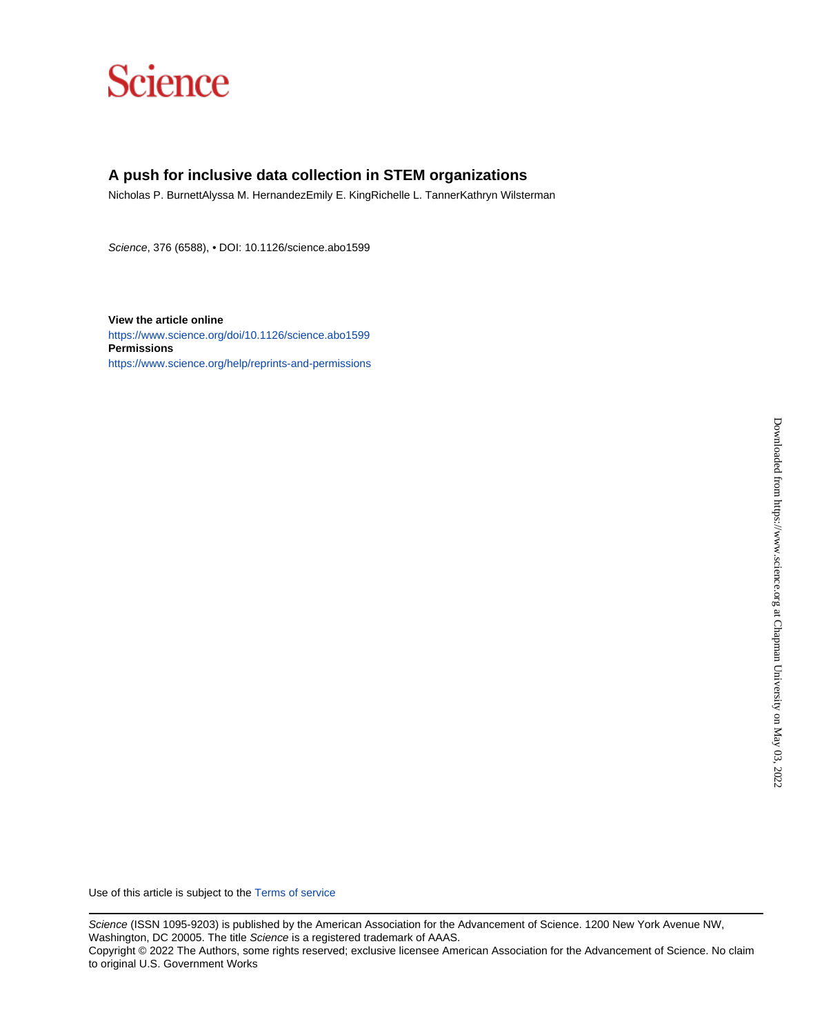Science

# A push for inclusive data collection in STEM organizations

Nicholas P. BurnettAlyssa M. HernandezEmily E. KingRichelle L. TannerKathryn Wilsterman

*Science*, 376 (6588), • DOI: 10.1126/science.abo1599

**View the article online**
https://www.science.org/doi/10.1126/science.abo1599
**Permissions**
https://www.science.org/help/reprints-and-permissions

Downloaded from https://www.science.org at Chapman University on May 03, 2022

Use of this article is subject to the Terms of service

*Science* (ISSN 1095-9203) is published by the American Association for the Advancement of Science. 1200 New York Avenue NW, Washington, DC 20005. The title *Science* is a registered trademark of AAAS.
Copyright © 2022 The Authors, some rights reserved; exclusive licensee American Association for the Advancement of Science. No claim to original U.S. Government Works